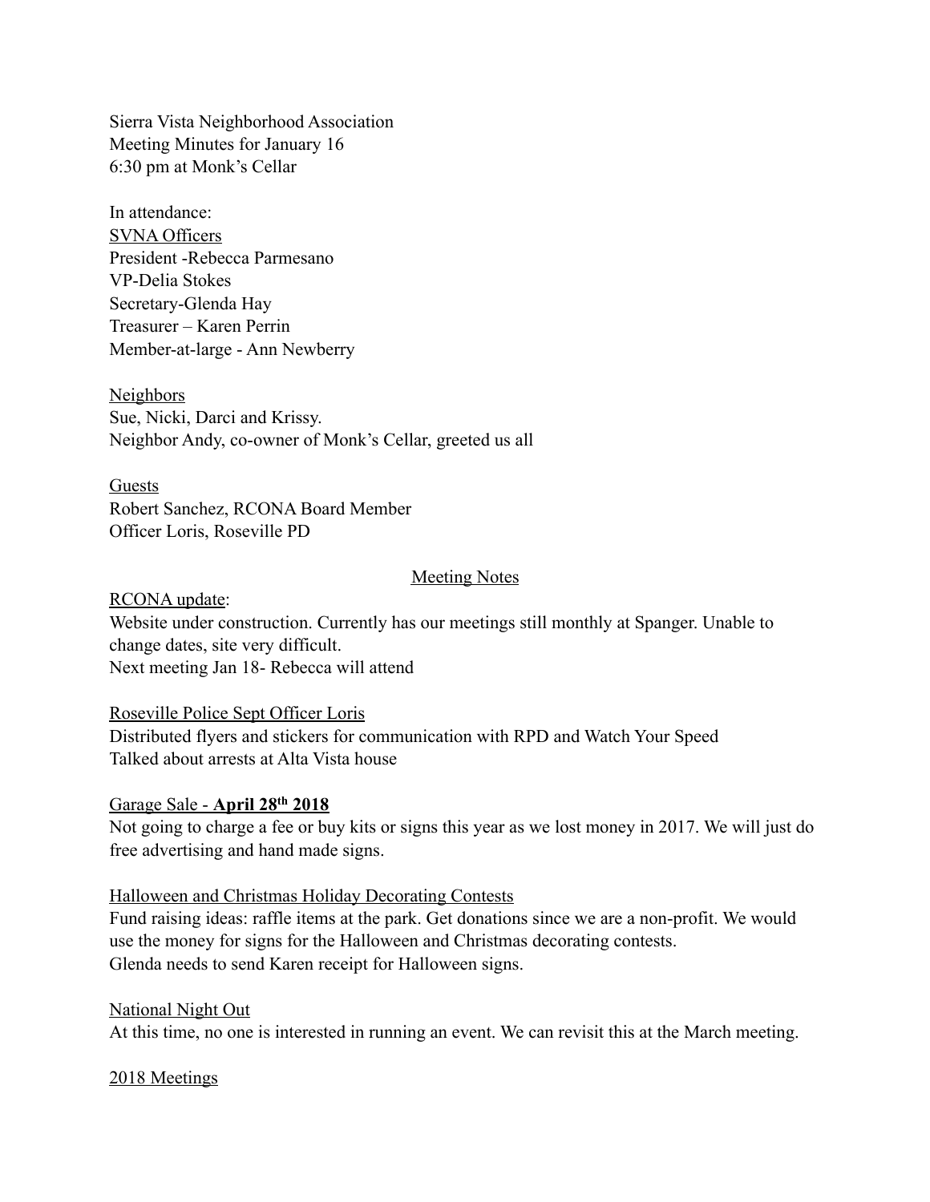Sierra Vista Neighborhood Association
Meeting Minutes for January 16
6:30 pm at Monk's Cellar

In attendance:

<u>SVNA Officers</u>
President -Rebecca Parmesano
VP-Delia Stokes
Secretary-Glenda Hay
Treasurer – Karen Perrin
Member-at-large - Ann Newberry

<u>Neighbors</u>
Sue, Nicki, Darci and Krissy.
Neighbor Andy, co-owner of Monk's Cellar, greeted us all

<u>Guests</u>
Robert Sanchez, RCONA Board Member
Officer Loris, Roseville PD

## <u>Meeting Notes</u>

<u>RCONA update</u>:
Website under construction. Currently has our meetings still monthly at Spanger. Unable to change dates, site very difficult.
Next meeting Jan 18- Rebecca will attend

<u>Roseville Police Sept Officer Loris</u>
Distributed flyers and stickers for communication with RPD and Watch Your Speed
Talked about arrests at Alta Vista house

<u>Garage Sale - **April 28th 2018**</u>
Not going to charge a fee or buy kits or signs this year as we lost money in 2017. We will just do free advertising and hand made signs.

<u>Halloween and Christmas Holiday Decorating Contests</u>
Fund raising ideas: raffle items at the park. Get donations since we are a non-profit. We would use the money for signs for the Halloween and Christmas decorating contests.
Glenda needs to send Karen receipt for Halloween signs.

<u>National Night Out</u>
At this time, no one is interested in running an event. We can revisit this at the March meeting.

<u>2018 Meetings</u>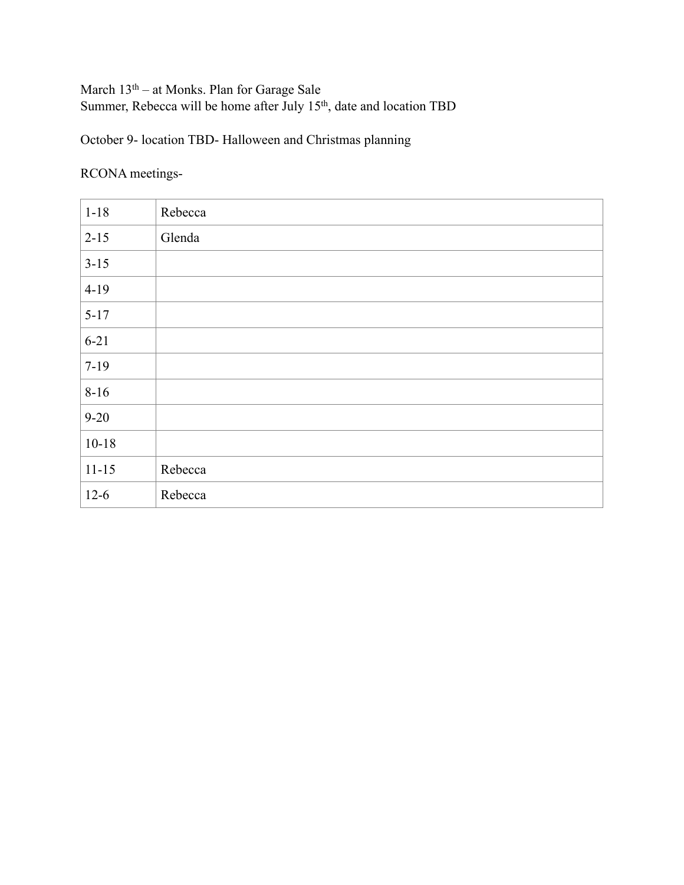March 13th – at Monks. Plan for Garage Sale
Summer, Rebecca will be home after July 15th, date and location TBD

October 9- location TBD- Halloween and Christmas planning

RCONA meetings-

| | |
|---|---|
| 1-18 | Rebecca |
| 2-15 | Glenda |
| 3-15 | |
| 4-19 | |
| 5-17 | |
| 6-21 | |
| 7-19 | |
| 8-16 | |
| 9-20 | |
| 10-18 | |
| 11-15 | Rebecca |
| 12-6 | Rebecca |